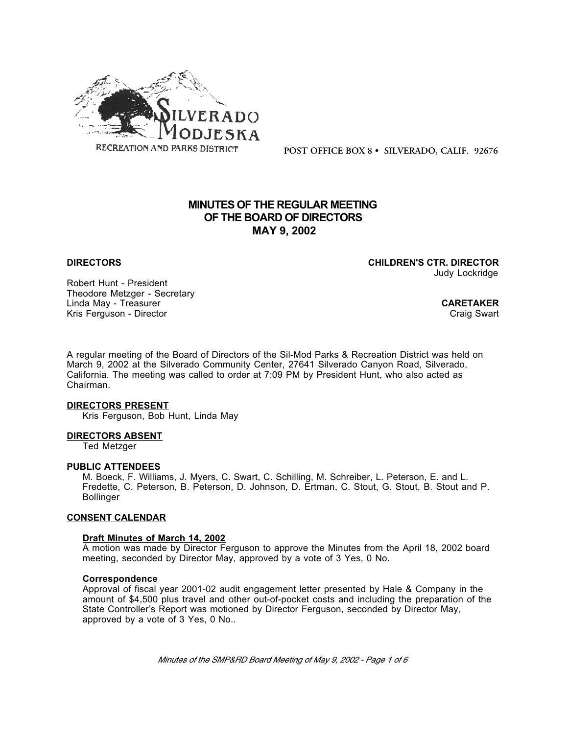SILVERADO MODJESKA
RECREATION AND PARKS DISTRICT

POST OFFICE BOX 8 • SILVERADO, CALIF. 92676

# MINUTES OF THE REGULAR MEETING OF THE BOARD OF DIRECTORS MAY 9, 2002

**DIRECTORS**

Robert Hunt - President
Theodore Metzger - Secretary
Linda May - Treasurer
Kris Ferguson - Director

**CHILDREN'S CTR. DIRECTOR**
Judy Lockridge

**CARETAKER**
Craig Swart

A regular meeting of the Board of Directors of the Sil-Mod Parks & Recreation District was held on March 9, 2002 at the Silverado Community Center, 27641 Silverado Canyon Road, Silverado, California. The meeting was called to order at 7:09 PM by President Hunt, who also acted as Chairman.

**DIRECTORS PRESENT**
Kris Ferguson, Bob Hunt, Linda May

**DIRECTORS ABSENT**
Ted Metzger

**PUBLIC ATTENDEES**
M. Boeck, F. Williams, J. Myers, C. Swart, C. Schilling, M. Schreiber, L. Peterson, E. and L. Fredette, C. Peterson, B. Peterson, D. Johnson, D. Ertman, C. Stout, G. Stout, B. Stout and P. Bollinger

**CONSENT CALENDAR**

**Draft Minutes of March 14, 2002**
A motion was made by Director Ferguson to approve the Minutes from the April 18, 2002 board meeting, seconded by Director May, approved by a vote of 3 Yes, 0 No.

**Correspondence**
Approval of fiscal year 2001-02 audit engagement letter presented by Hale & Company in the amount of $4,500 plus travel and other out-of-pocket costs and including the preparation of the State Controller's Report was motioned by Director Ferguson, seconded by Director May, approved by a vote of 3 Yes, 0 No..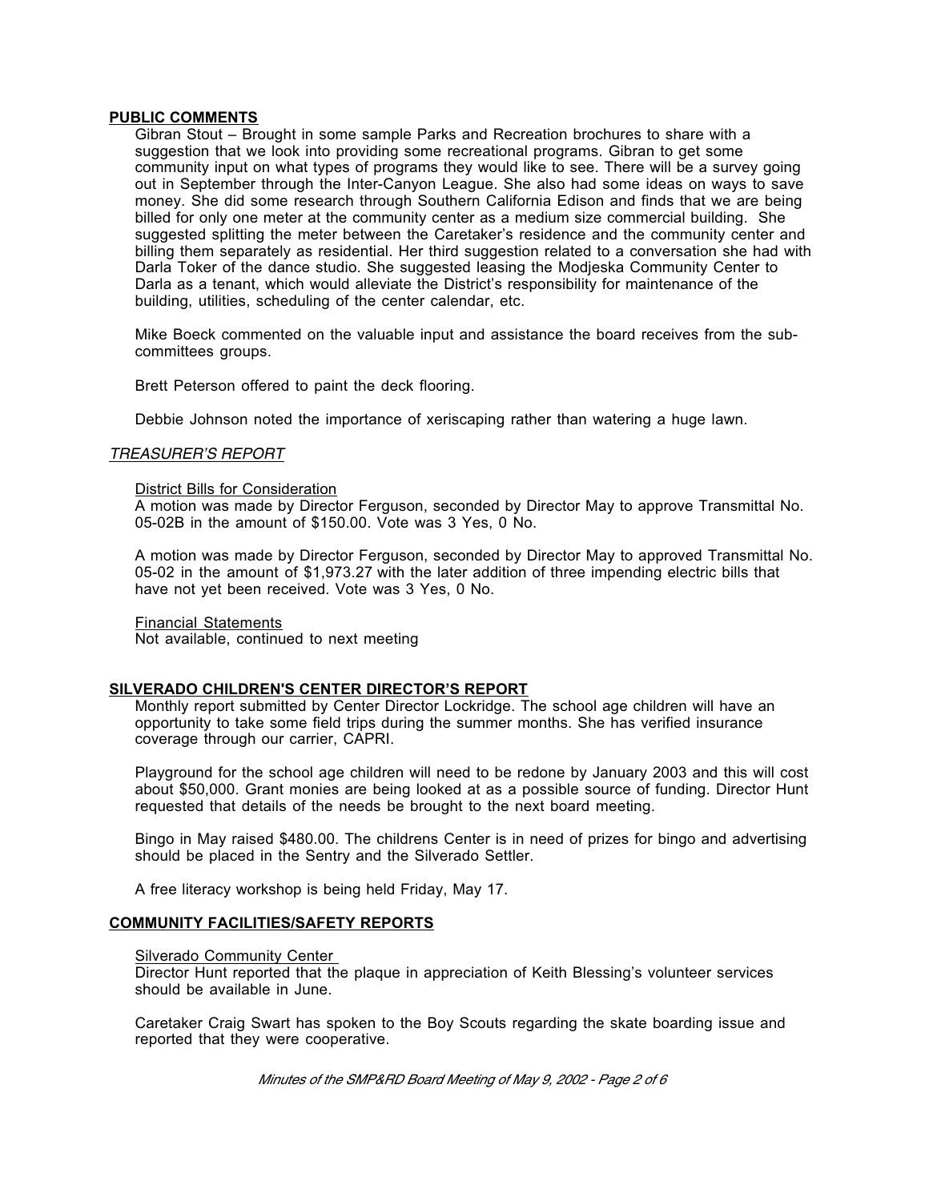**PUBLIC COMMENTS**

Gibran Stout – Brought in some sample Parks and Recreation brochures to share with a suggestion that we look into providing some recreational programs. Gibran to get some community input on what types of programs they would like to see. There will be a survey going out in September through the Inter-Canyon League. She also had some ideas on ways to save money. She did some research through Southern California Edison and finds that we are being billed for only one meter at the community center as a medium size commercial building. She suggested splitting the meter between the Caretaker's residence and the community center and billing them separately as residential. Her third suggestion related to a conversation she had with Darla Toker of the dance studio. She suggested leasing the Modjeska Community Center to Darla as a tenant, which would alleviate the District's responsibility for maintenance of the building, utilities, scheduling of the center calendar, etc.

Mike Boeck commented on the valuable input and assistance the board receives from the sub-committees groups.

Brett Peterson offered to paint the deck flooring.

Debbie Johnson noted the importance of xeriscaping rather than watering a huge lawn.

*TREASURER'S REPORT*

District Bills for Consideration

A motion was made by Director Ferguson, seconded by Director May to approve Transmittal No. 05-02B in the amount of $150.00. Vote was 3 Yes, 0 No.

A motion was made by Director Ferguson, seconded by Director May to approved Transmittal No. 05-02 in the amount of $1,973.27 with the later addition of three impending electric bills that have not yet been received. Vote was 3 Yes, 0 No.

Financial Statements

Not available, continued to next meeting

**SILVERADO CHILDREN'S CENTER DIRECTOR'S REPORT**

Monthly report submitted by Center Director Lockridge. The school age children will have an opportunity to take some field trips during the summer months. She has verified insurance coverage through our carrier, CAPRI.

Playground for the school age children will need to be redone by January 2003 and this will cost about $50,000. Grant monies are being looked at as a possible source of funding. Director Hunt requested that details of the needs be brought to the next board meeting.

Bingo in May raised $480.00. The childrens Center is in need of prizes for bingo and advertising should be placed in the Sentry and the Silverado Settler.

A free literacy workshop is being held Friday, May 17.

**COMMUNITY FACILITIES/SAFETY REPORTS**

Silverado Community Center

Director Hunt reported that the plaque in appreciation of Keith Blessing's volunteer services should be available in June.

Caretaker Craig Swart has spoken to the Boy Scouts regarding the skate boarding issue and reported that they were cooperative.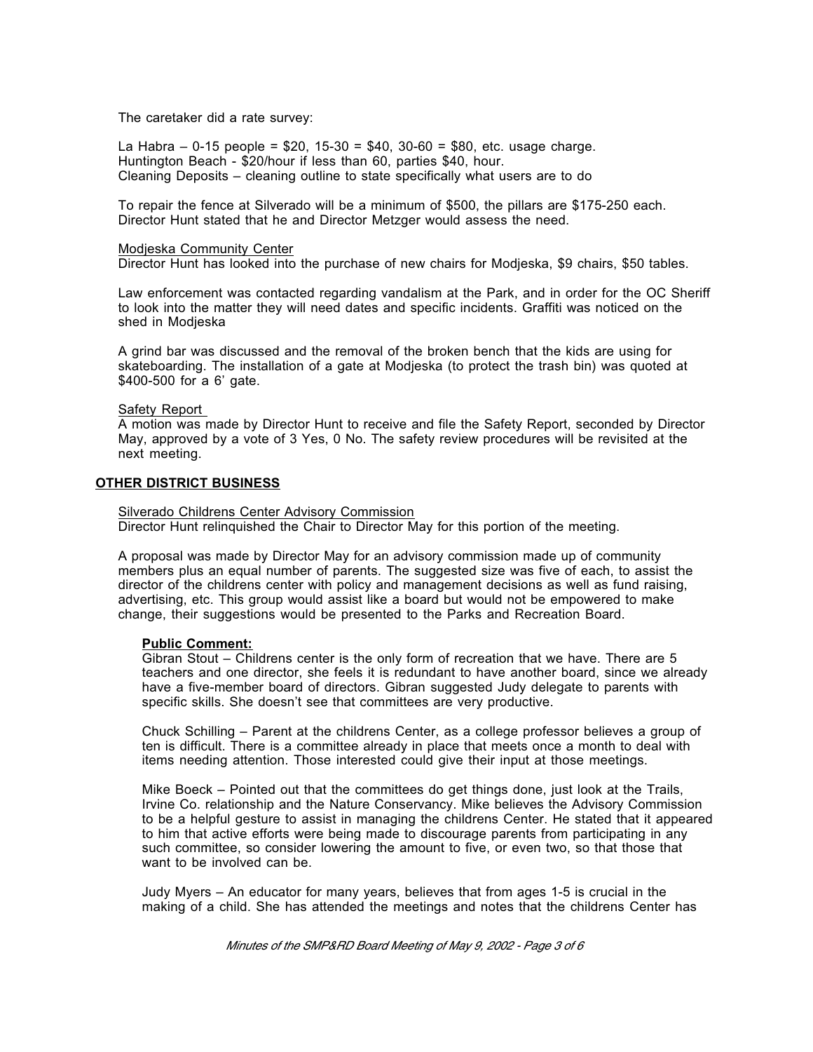The caretaker did a rate survey:

La Habra – 0-15 people = $20, 15-30 = $40, 30-60 = $80, etc. usage charge.
Huntington Beach - $20/hour if less than 60, parties $40, hour.
Cleaning Deposits – cleaning outline to state specifically what users are to do

To repair the fence at Silverado will be a minimum of $500, the pillars are $175-250 each. Director Hunt stated that he and Director Metzger would assess the need.

<u>Modjeska Community Center</u>
Director Hunt has looked into the purchase of new chairs for Modjeska, $9 chairs, $50 tables.

Law enforcement was contacted regarding vandalism at the Park, and in order for the OC Sheriff to look into the matter they will need dates and specific incidents. Graffiti was noticed on the shed in Modjeska

A grind bar was discussed and the removal of the broken bench that the kids are using for skateboarding. The installation of a gate at Modjeska (to protect the trash bin) was quoted at $400-500 for a 6' gate.

<u>Safety Report</u>
A motion was made by Director Hunt to receive and file the Safety Report, seconded by Director May, approved by a vote of 3 Yes, 0 No. The safety review procedures will be revisited at the next meeting.

## OTHER DISTRICT BUSINESS

<u>Silverado Childrens Center Advisory Commission</u>
Director Hunt relinquished the Chair to Director May for this portion of the meeting.

A proposal was made by Director May for an advisory commission made up of community members plus an equal number of parents. The suggested size was five of each, to assist the director of the childrens center with policy and management decisions as well as fund raising, advertising, etc. This group would assist like a board but would not be empowered to make change, their suggestions would be presented to the Parks and Recreation Board.

**Public Comment:**
Gibran Stout – Childrens center is the only form of recreation that we have. There are 5 teachers and one director, she feels it is redundant to have another board, since we already have a five-member board of directors. Gibran suggested Judy delegate to parents with specific skills. She doesn't see that committees are very productive.

Chuck Schilling – Parent at the childrens Center, as a college professor believes a group of ten is difficult. There is a committee already in place that meets once a month to deal with items needing attention. Those interested could give their input at those meetings.

Mike Boeck – Pointed out that the committees do get things done, just look at the Trails, Irvine Co. relationship and the Nature Conservancy. Mike believes the Advisory Commission to be a helpful gesture to assist in managing the childrens Center. He stated that it appeared to him that active efforts were being made to discourage parents from participating in any such committee, so consider lowering the amount to five, or even two, so that those that want to be involved can be.

Judy Myers – An educator for many years, believes that from ages 1-5 is crucial in the making of a child. She has attended the meetings and notes that the childrens Center has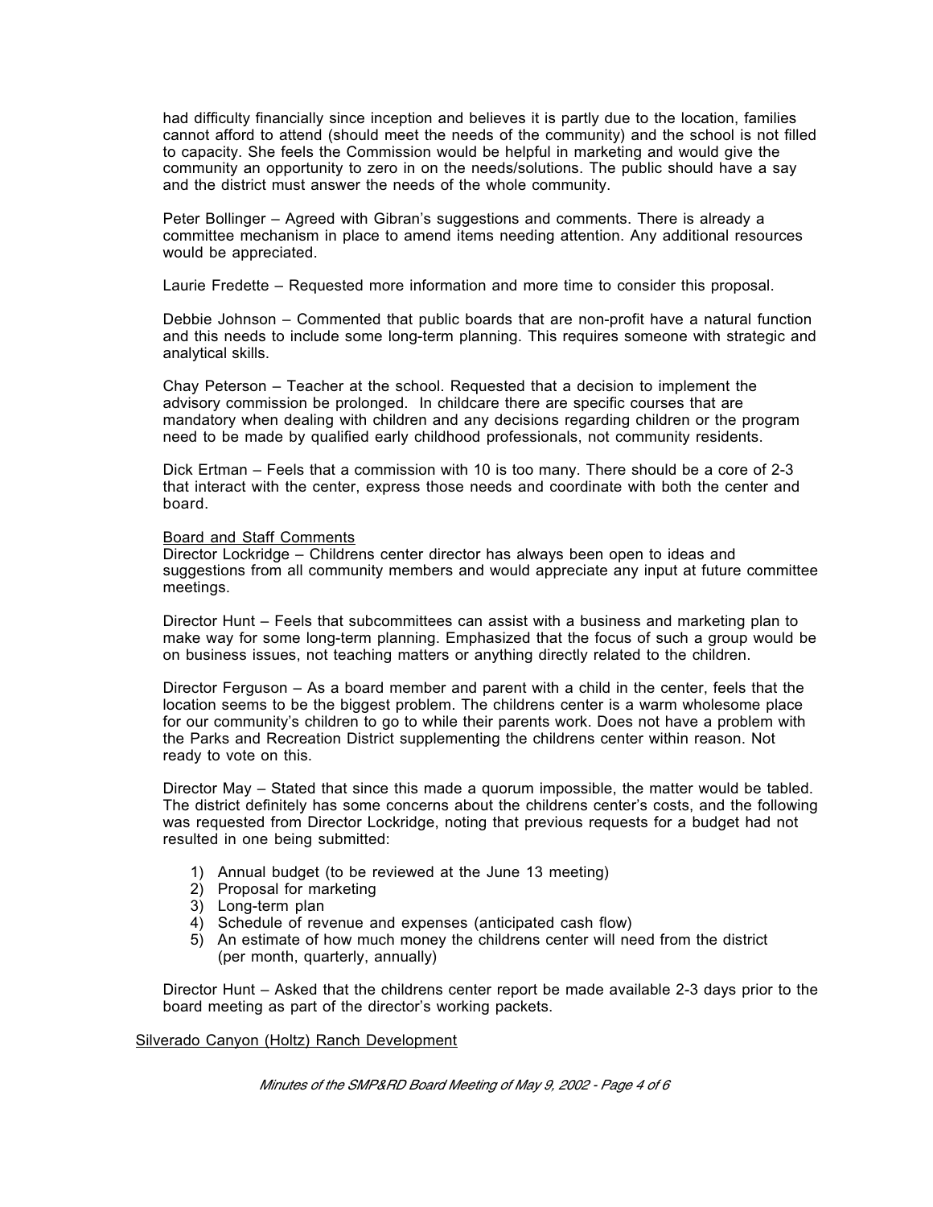had difficulty financially since inception and believes it is partly due to the location, families cannot afford to attend (should meet the needs of the community) and the school is not filled to capacity. She feels the Commission would be helpful in marketing and would give the community an opportunity to zero in on the needs/solutions. The public should have a say and the district must answer the needs of the whole community.

Peter Bollinger – Agreed with Gibran's suggestions and comments. There is already a committee mechanism in place to amend items needing attention. Any additional resources would be appreciated.

Laurie Fredette – Requested more information and more time to consider this proposal.

Debbie Johnson – Commented that public boards that are non-profit have a natural function and this needs to include some long-term planning. This requires someone with strategic and analytical skills.

Chay Peterson – Teacher at the school. Requested that a decision to implement the advisory commission be prolonged. In childcare there are specific courses that are mandatory when dealing with children and any decisions regarding children or the program need to be made by qualified early childhood professionals, not community residents.

Dick Ertman – Feels that a commission with 10 is too many. There should be a core of 2-3 that interact with the center, express those needs and coordinate with both the center and board.

<u>Board and Staff Comments</u>

Director Lockridge – Childrens center director has always been open to ideas and suggestions from all community members and would appreciate any input at future committee meetings.

Director Hunt – Feels that subcommittees can assist with a business and marketing plan to make way for some long-term planning. Emphasized that the focus of such a group would be on business issues, not teaching matters or anything directly related to the children.

Director Ferguson – As a board member and parent with a child in the center, feels that the location seems to be the biggest problem. The childrens center is a warm wholesome place for our community's children to go to while their parents work. Does not have a problem with the Parks and Recreation District supplementing the childrens center within reason. Not ready to vote on this.

Director May – Stated that since this made a quorum impossible, the matter would be tabled. The district definitely has some concerns about the childrens center's costs, and the following was requested from Director Lockridge, noting that previous requests for a budget had not resulted in one being submitted:

1) Annual budget (to be reviewed at the June 13 meeting)
2) Proposal for marketing
3) Long-term plan
4) Schedule of revenue and expenses (anticipated cash flow)
5) An estimate of how much money the childrens center will need from the district (per month, quarterly, annually)

Director Hunt – Asked that the childrens center report be made available 2-3 days prior to the board meeting as part of the director's working packets.

<u>Silverado Canyon (Holtz) Ranch Development</u>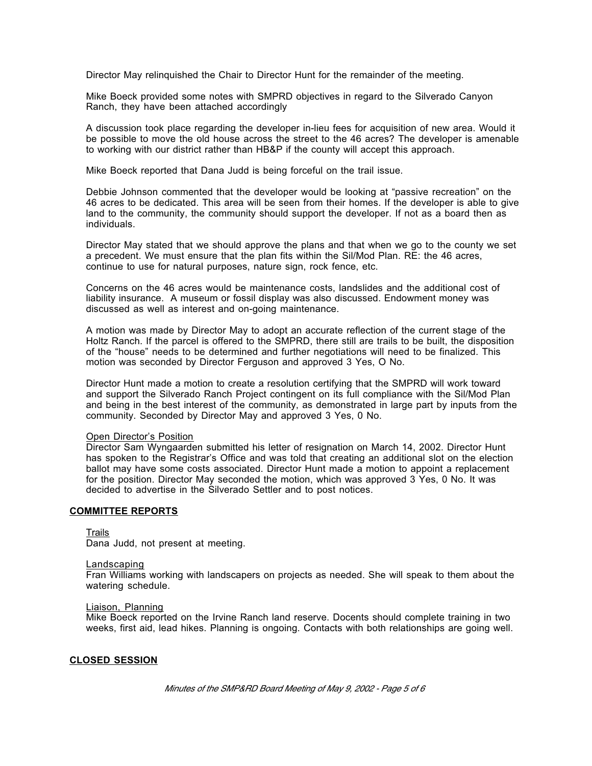Director May relinquished the Chair to Director Hunt for the remainder of the meeting.

Mike Boeck provided some notes with SMPRD objectives in regard to the Silverado Canyon Ranch, they have been attached accordingly

A discussion took place regarding the developer in-lieu fees for acquisition of new area. Would it be possible to move the old house across the street to the 46 acres? The developer is amenable to working with our district rather than HB&P if the county will accept this approach.

Mike Boeck reported that Dana Judd is being forceful on the trail issue.

Debbie Johnson commented that the developer would be looking at “passive recreation” on the 46 acres to be dedicated. This area will be seen from their homes. If the developer is able to give land to the community, the community should support the developer. If not as a board then as individuals.

Director May stated that we should approve the plans and that when we go to the county we set a precedent. We must ensure that the plan fits within the Sil/Mod Plan. RE: the 46 acres, continue to use for natural purposes, nature sign, rock fence, etc.

Concerns on the 46 acres would be maintenance costs, landslides and the additional cost of liability insurance. A museum or fossil display was also discussed. Endowment money was discussed as well as interest and on-going maintenance.

A motion was made by Director May to adopt an accurate reflection of the current stage of the Holtz Ranch. If the parcel is offered to the SMPRD, there still are trails to be built, the disposition of the “house” needs to be determined and further negotiations will need to be finalized. This motion was seconded by Director Ferguson and approved 3 Yes, O No.

Director Hunt made a motion to create a resolution certifying that the SMPRD will work toward and support the Silverado Ranch Project contingent on its full compliance with the Sil/Mod Plan and being in the best interest of the community, as demonstrated in large part by inputs from the community. Seconded by Director May and approved 3 Yes, 0 No.

Open Director’s Position
Director Sam Wyngaarden submitted his letter of resignation on March 14, 2002. Director Hunt has spoken to the Registrar’s Office and was told that creating an additional slot on the election ballot may have some costs associated. Director Hunt made a motion to appoint a replacement for the position. Director May seconded the motion, which was approved 3 Yes, 0 No. It was decided to advertise in the Silverado Settler and to post notices.

## COMMITTEE REPORTS

Trails
Dana Judd, not present at meeting.

Landscaping
Fran Williams working with landscapers on projects as needed. She will speak to them about the watering schedule.

Liaison, Planning
Mike Boeck reported on the Irvine Ranch land reserve. Docents should complete training in two weeks, first aid, lead hikes. Planning is ongoing. Contacts with both relationships are going well.

## CLOSED SESSION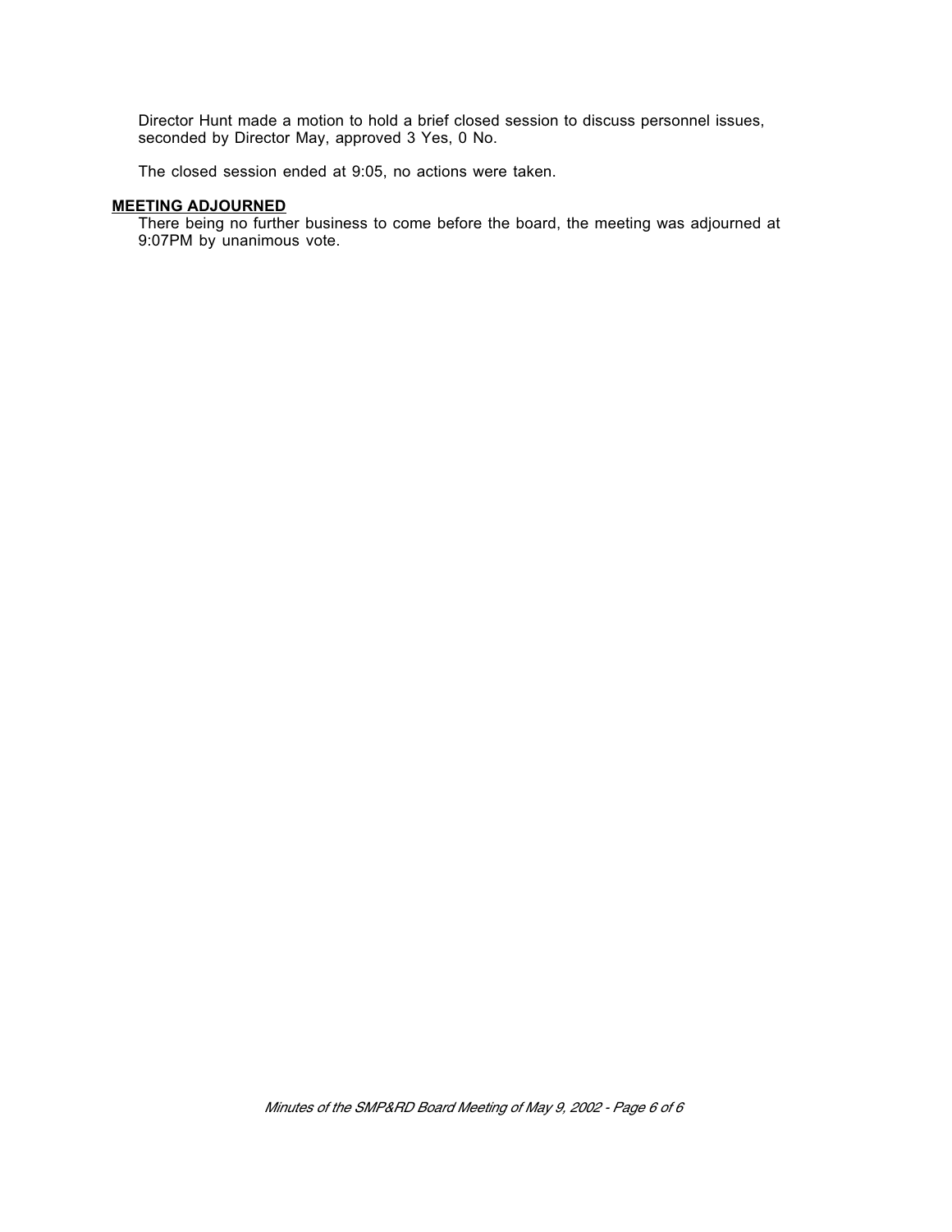Director Hunt made a motion to hold a brief closed session to discuss personnel issues, seconded by Director May, approved 3 Yes, 0 No.

The closed session ended at 9:05, no actions were taken.

**MEETING ADJOURNED**

There being no further business to come before the board, the meeting was adjourned at 9:07PM by unanimous vote.